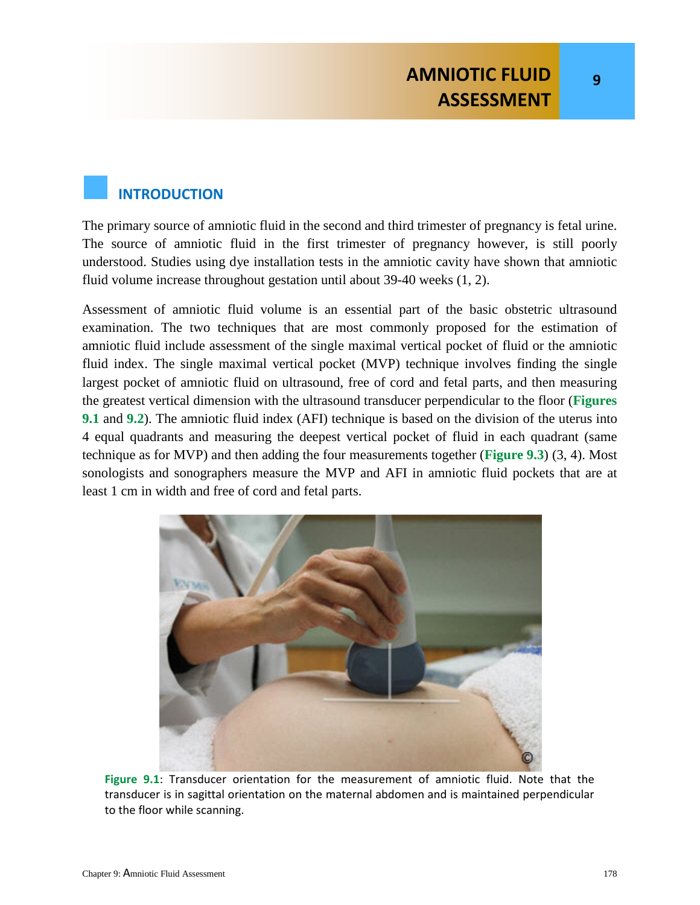# AMNIOTIC FLUID ASSESSMENT

## INTRODUCTION

The primary source of amniotic fluid in the second and third trimester of pregnancy is fetal urine. The source of amniotic fluid in the first trimester of pregnancy however, is still poorly understood. Studies using dye installation tests in the amniotic cavity have shown that amniotic fluid volume increase throughout gestation until about 39-40 weeks (1, 2).

Assessment of amniotic fluid volume is an essential part of the basic obstetric ultrasound examination. The two techniques that are most commonly proposed for the estimation of amniotic fluid include assessment of the single maximal vertical pocket of fluid or the amniotic fluid index. The single maximal vertical pocket (MVP) technique involves finding the single largest pocket of amniotic fluid on ultrasound, free of cord and fetal parts, and then measuring the greatest vertical dimension with the ultrasound transducer perpendicular to the floor (**Figures 9.1** and **9.2**). The amniotic fluid index (AFI) technique is based on the division of the uterus into 4 equal quadrants and measuring the deepest vertical pocket of fluid in each quadrant (same technique as for MVP) and then adding the four measurements together (**Figure 9.3**) (3, 4). Most sonologists and sonographers measure the MVP and AFI in amniotic fluid pockets that are at least 1 cm in width and free of cord and fetal parts.

**Figure 9.1**: Transducer orientation for the measurement of amniotic fluid. Note that the transducer is in sagittal orientation on the maternal abdomen and is maintained perpendicular to the floor while scanning.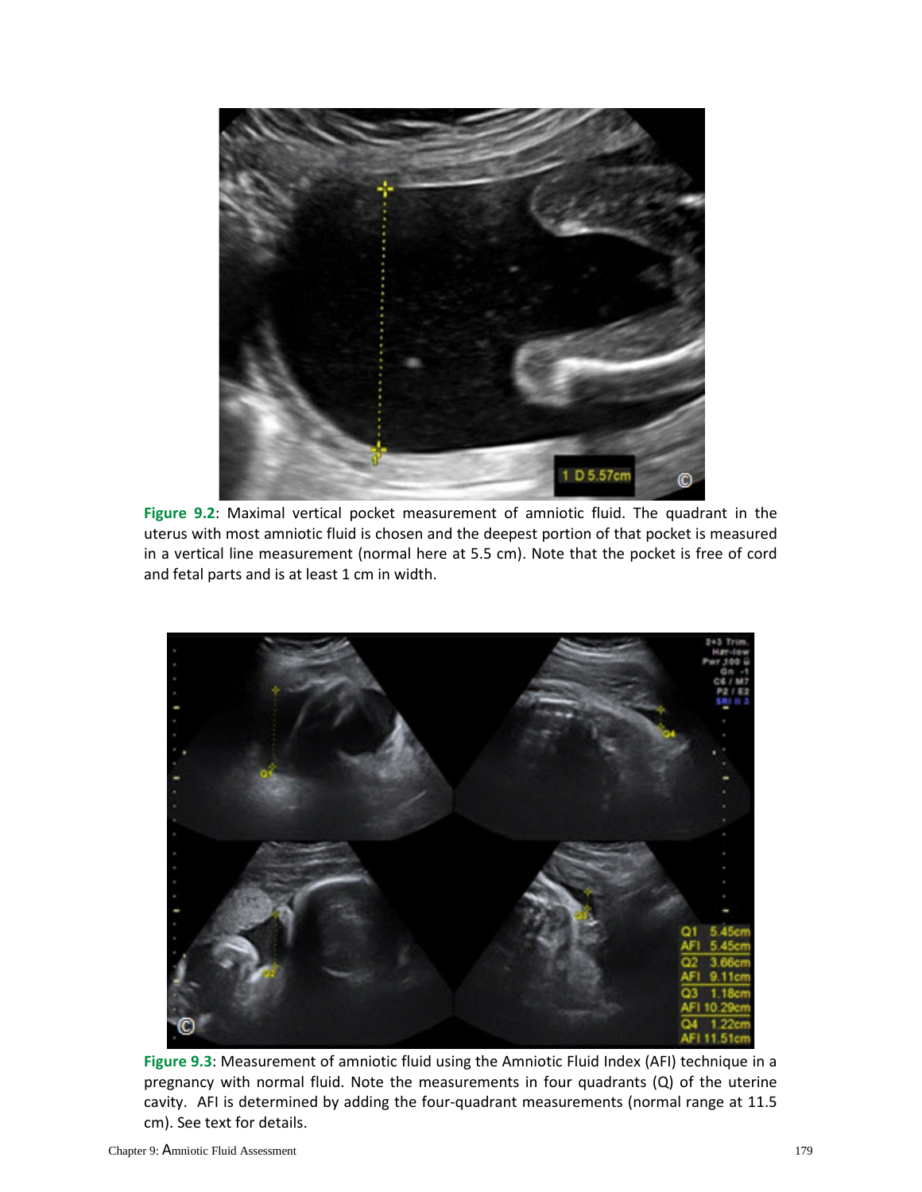**Figure 9.2**: Maximal vertical pocket measurement of amniotic fluid. The quadrant in the uterus with most amniotic fluid is chosen and the deepest portion of that pocket is measured in a vertical line measurement (normal here at 5.5 cm). Note that the pocket is free of cord and fetal parts and is at least 1 cm in width.

**Figure 9.3**: Measurement of amniotic fluid using the Amniotic Fluid Index (AFI) technique in a pregnancy with normal fluid. Note the measurements in four quadrants (Q) of the uterine cavity. AFI is determined by adding the four-quadrant measurements (normal range at 11.5 cm). See text for details.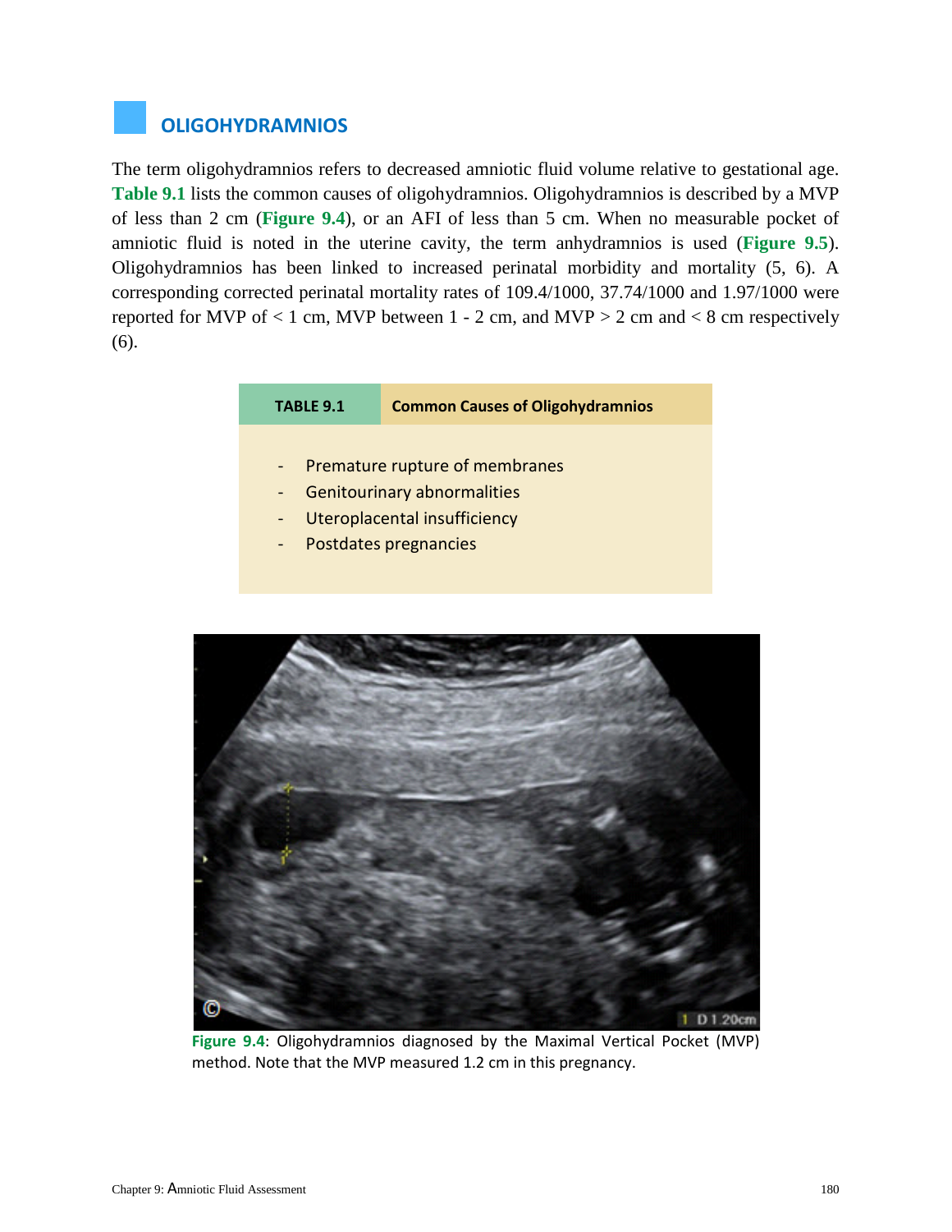## OLIGOHYDRAMNIOS

The term oligohydramnios refers to decreased amniotic fluid volume relative to gestational age. **Table 9.1** lists the common causes of oligohydramnios. Oligohydramnios is described by a MVP of less than 2 cm (**Figure 9.4**), or an AFI of less than 5 cm. When no measurable pocket of amniotic fluid is noted in the uterine cavity, the term anhydramnios is used (**Figure 9.5**). Oligohydramnios has been linked to increased perinatal morbidity and mortality (5, 6). A corresponding corrected perinatal mortality rates of 109.4/1000, 37.74/1000 and 1.97/1000 were reported for MVP of < 1 cm, MVP between 1 - 2 cm, and MVP > 2 cm and < 8 cm respectively (6).

| TABLE 9.1 | Common Causes of Oligohydramnios |
|---|---|
| | - Premature rupture of membranes<br>- Genitourinary abnormalities<br>- Uteroplacental insufficiency<br>- Postdates pregnancies |

**Figure 9.4**: Oligohydramnios diagnosed by the Maximal Vertical Pocket (MVP) method. Note that the MVP measured 1.2 cm in this pregnancy.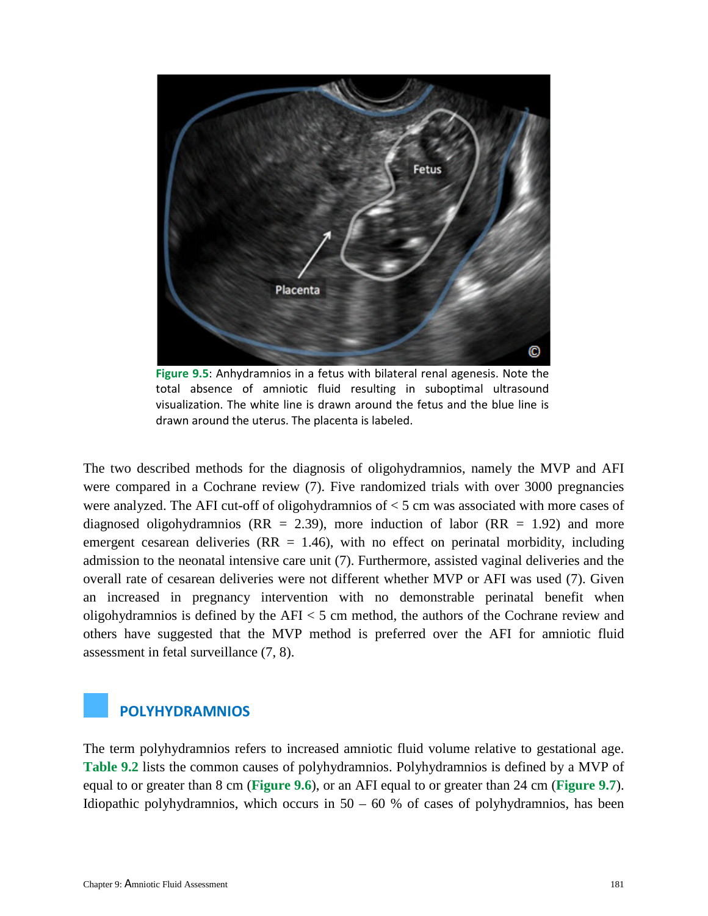Figure 9.5: Anhydramnios in a fetus with bilateral renal agenesis. Note the total absence of amniotic fluid resulting in suboptimal ultrasound visualization. The white line is drawn around the fetus and the blue line is drawn around the uterus. The placenta is labeled.

The two described methods for the diagnosis of oligohydramnios, namely the MVP and AFI were compared in a Cochrane review (7). Five randomized trials with over 3000 pregnancies were analyzed. The AFI cut-off of oligohydramnios of < 5 cm was associated with more cases of diagnosed oligohydramnios (RR = 2.39), more induction of labor (RR = 1.92) and more emergent cesarean deliveries (RR = 1.46), with no effect on perinatal morbidity, including admission to the neonatal intensive care unit (7). Furthermore, assisted vaginal deliveries and the overall rate of cesarean deliveries were not different whether MVP or AFI was used (7). Given an increased in pregnancy intervention with no demonstrable perinatal benefit when oligohydramnios is defined by the AFI < 5 cm method, the authors of the Cochrane review and others have suggested that the MVP method is preferred over the AFI for amniotic fluid assessment in fetal surveillance (7, 8).

## POLYHYDRAMNIOS

The term polyhydramnios refers to increased amniotic fluid volume relative to gestational age. **Table 9.2** lists the common causes of polyhydramnios. Polyhydramnios is defined by a MVP of equal to or greater than 8 cm (**Figure 9.6**), or an AFI equal to or greater than 24 cm (**Figure 9.7**). Idiopathic polyhydramnios, which occurs in 50 – 60 % of cases of polyhydramnios, has been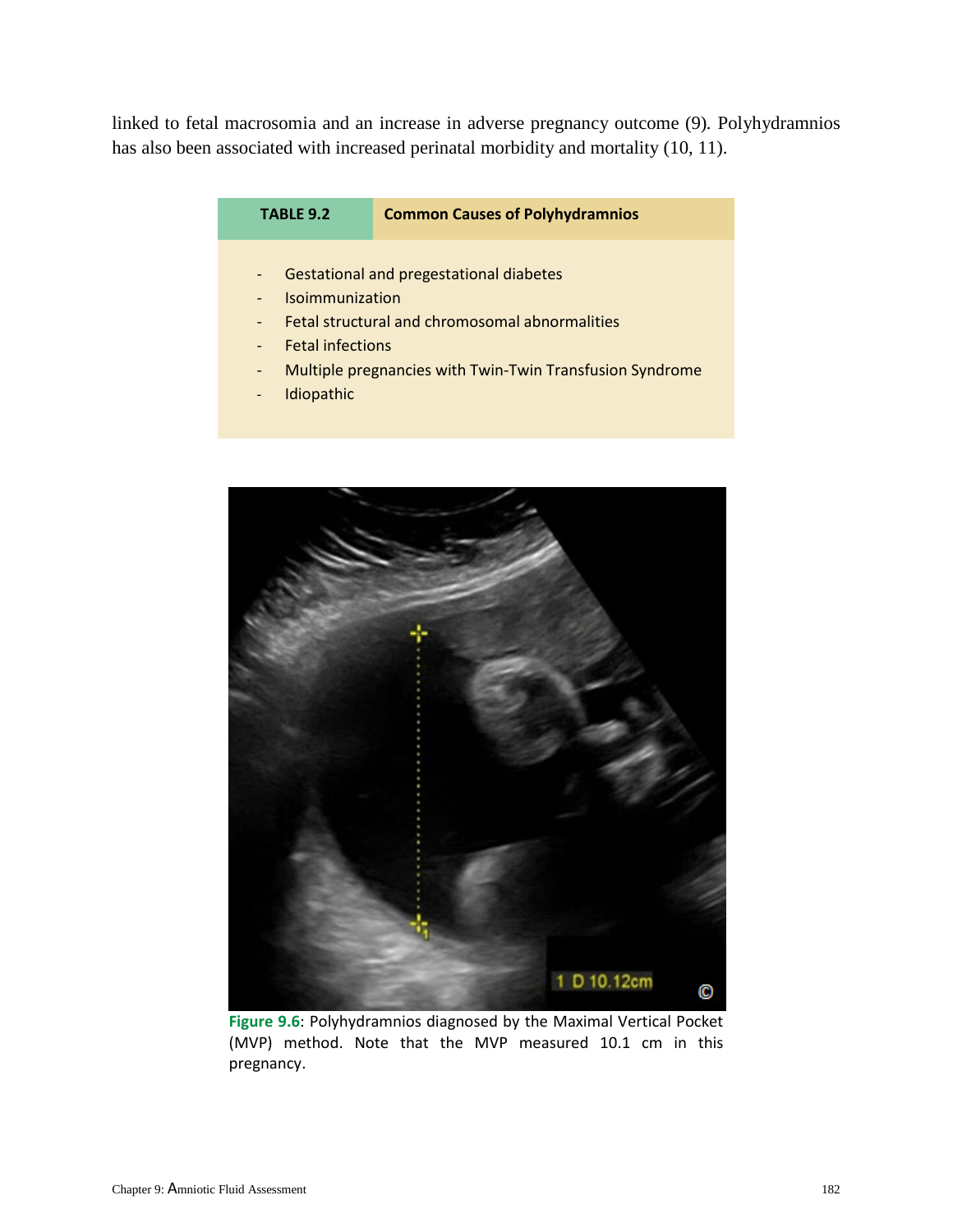linked to fetal macrosomia and an increase in adverse pregnancy outcome (9). Polyhydramnios has also been associated with increased perinatal morbidity and mortality (10, 11).

| TABLE 9.2 | Common Causes of Polyhydramnios |
| --- | --- |

- Gestational and pregestational diabetes
- Isoimmunization
- Fetal structural and chromosomal abnormalities
- Fetal infections
- Multiple pregnancies with Twin-Twin Transfusion Syndrome
- Idiopathic

**Figure 9.6**: Polyhydramnios diagnosed by the Maximal Vertical Pocket (MVP) method. Note that the MVP measured 10.1 cm in this pregnancy.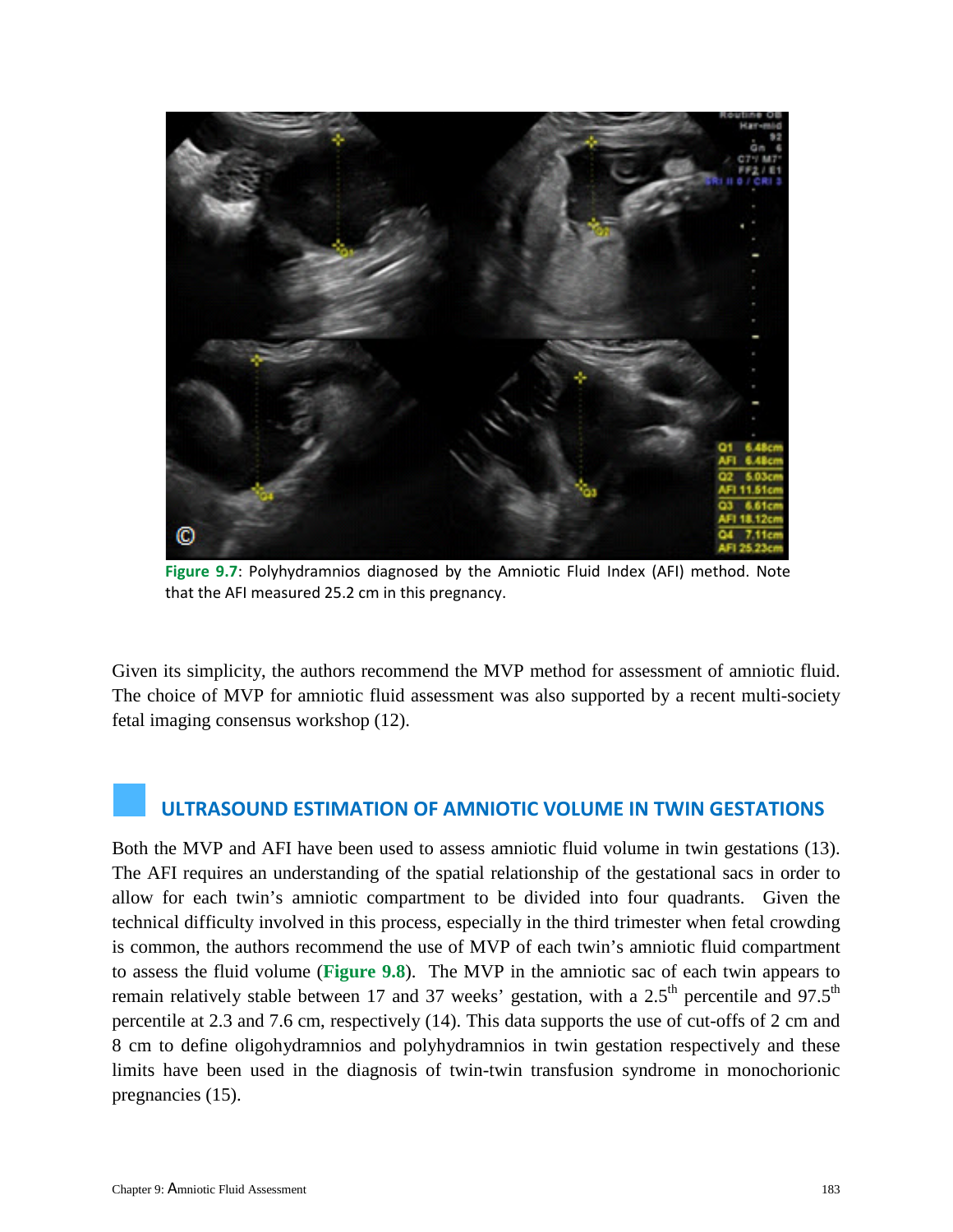Figure 9.7: Polyhydramnios diagnosed by the Amniotic Fluid Index (AFI) method. Note that the AFI measured 25.2 cm in this pregnancy.

Given its simplicity, the authors recommend the MVP method for assessment of amniotic fluid. The choice of MVP for amniotic fluid assessment was also supported by a recent multi-society fetal imaging consensus workshop (12).

## ULTRASOUND ESTIMATION OF AMNIOTIC VOLUME IN TWIN GESTATIONS

Both the MVP and AFI have been used to assess amniotic fluid volume in twin gestations (13). The AFI requires an understanding of the spatial relationship of the gestational sacs in order to allow for each twin's amniotic compartment to be divided into four quadrants. Given the technical difficulty involved in this process, especially in the third trimester when fetal crowding is common, the authors recommend the use of MVP of each twin's amniotic fluid compartment to assess the fluid volume (**Figure 9.8**). The MVP in the amniotic sac of each twin appears to remain relatively stable between 17 and 37 weeks' gestation, with a 2.5$^{th}$ percentile and 97.5$^{th}$ percentile at 2.3 and 7.6 cm, respectively (14). This data supports the use of cut-offs of 2 cm and 8 cm to define oligohydramnios and polyhydramnios in twin gestation respectively and these limits have been used in the diagnosis of twin-twin transfusion syndrome in monochorionic pregnancies (15).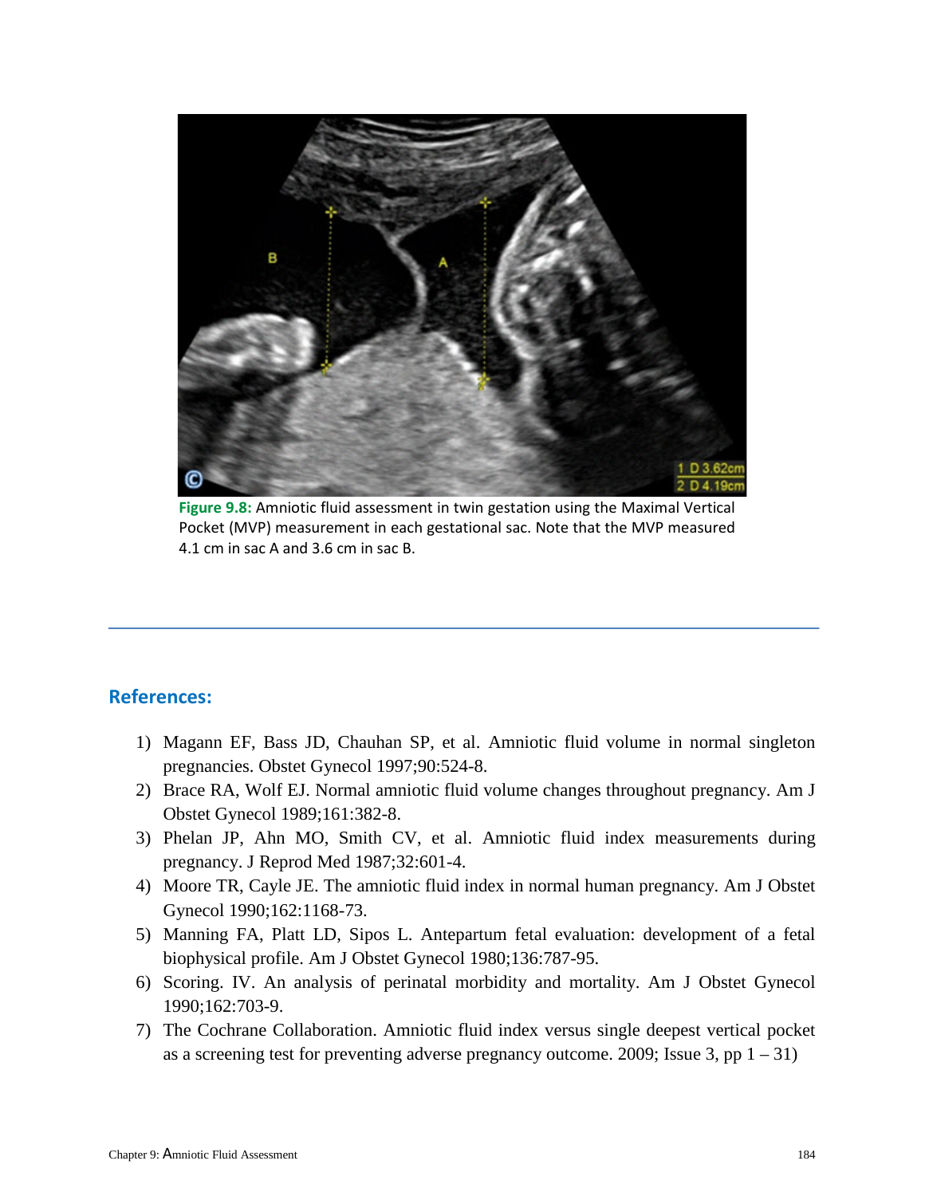Figure 9.8: Amniotic fluid assessment in twin gestation using the Maximal Vertical Pocket (MVP) measurement in each gestational sac. Note that the MVP measured 4.1 cm in sac A and 3.6 cm in sac B.

## References:

1) Magann EF, Bass JD, Chauhan SP, et al. Amniotic fluid volume in normal singleton pregnancies. Obstet Gynecol 1997;90:524-8.
2) Brace RA, Wolf EJ. Normal amniotic fluid volume changes throughout pregnancy. Am J Obstet Gynecol 1989;161:382-8.
3) Phelan JP, Ahn MO, Smith CV, et al. Amniotic fluid index measurements during pregnancy. J Reprod Med 1987;32:601-4.
4) Moore TR, Cayle JE. The amniotic fluid index in normal human pregnancy. Am J Obstet Gynecol 1990;162:1168-73.
5) Manning FA, Platt LD, Sipos L. Antepartum fetal evaluation: development of a fetal biophysical profile. Am J Obstet Gynecol 1980;136:787-95.
6) Scoring. IV. An analysis of perinatal morbidity and mortality. Am J Obstet Gynecol 1990;162:703-9.
7) The Cochrane Collaboration. Amniotic fluid index versus single deepest vertical pocket as a screening test for preventing adverse pregnancy outcome. 2009; Issue 3, pp 1 – 31)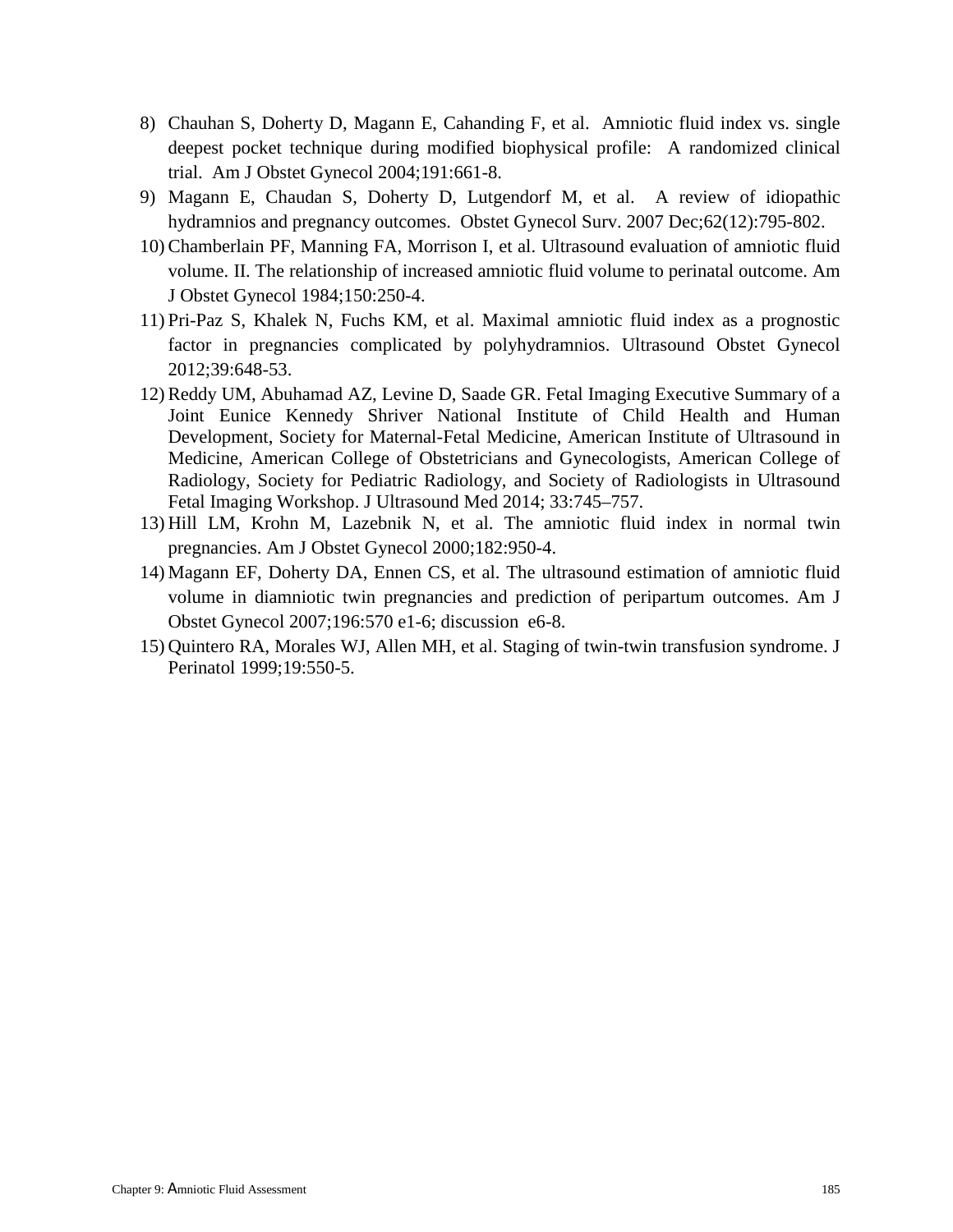8) Chauhan S, Doherty D, Magann E, Cahanding F, et al. Amniotic fluid index vs. single deepest pocket technique during modified biophysical profile: A randomized clinical trial. Am J Obstet Gynecol 2004;191:661-8.
9) Magann E, Chaudan S, Doherty D, Lutgendorf M, et al. A review of idiopathic hydramnios and pregnancy outcomes. Obstet Gynecol Surv. 2007 Dec;62(12):795-802.
10) Chamberlain PF, Manning FA, Morrison I, et al. Ultrasound evaluation of amniotic fluid volume. II. The relationship of increased amniotic fluid volume to perinatal outcome. Am J Obstet Gynecol 1984;150:250-4.
11) Pri-Paz S, Khalek N, Fuchs KM, et al. Maximal amniotic fluid index as a prognostic factor in pregnancies complicated by polyhydramnios. Ultrasound Obstet Gynecol 2012;39:648-53.
12) Reddy UM, Abuhamad AZ, Levine D, Saade GR. Fetal Imaging Executive Summary of a Joint Eunice Kennedy Shriver National Institute of Child Health and Human Development, Society for Maternal-Fetal Medicine, American Institute of Ultrasound in Medicine, American College of Obstetricians and Gynecologists, American College of Radiology, Society for Pediatric Radiology, and Society of Radiologists in Ultrasound Fetal Imaging Workshop. J Ultrasound Med 2014; 33:745–757.
13) Hill LM, Krohn M, Lazebnik N, et al. The amniotic fluid index in normal twin pregnancies. Am J Obstet Gynecol 2000;182:950-4.
14) Magann EF, Doherty DA, Ennen CS, et al. The ultrasound estimation of amniotic fluid volume in diamniotic twin pregnancies and prediction of peripartum outcomes. Am J Obstet Gynecol 2007;196:570 e1-6; discussion e6-8.
15) Quintero RA, Morales WJ, Allen MH, et al. Staging of twin-twin transfusion syndrome. J Perinatol 1999;19:550-5.